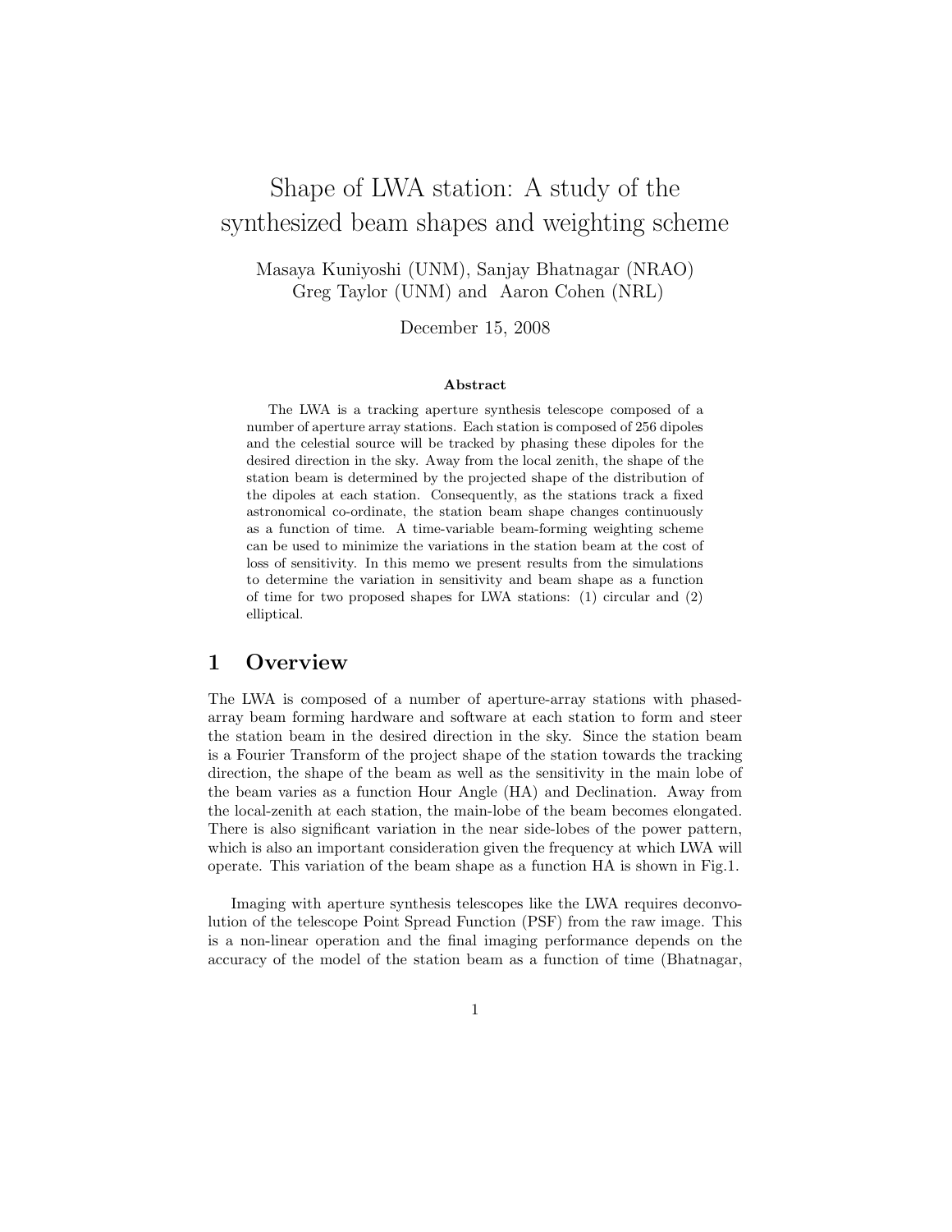# Shape of LWA station: A study of the synthesized beam shapes and weighting scheme

Masaya Kuniyoshi (UNM), Sanjay Bhatnagar (NRAO)
Greg Taylor (UNM) and Aaron Cohen (NRL)

December 15, 2008

### Abstract

The LWA is a tracking aperture synthesis telescope composed of a number of aperture array stations. Each station is composed of 256 dipoles and the celestial source will be tracked by phasing these dipoles for the desired direction in the sky. Away from the local zenith, the shape of the station beam is determined by the projected shape of the distribution of the dipoles at each station. Consequently, as the stations track a fixed astronomical co-ordinate, the station beam shape changes continuously as a function of time. A time-variable beam-forming weighting scheme can be used to minimize the variations in the station beam at the cost of loss of sensitivity. In this memo we present results from the simulations to determine the variation in sensitivity and beam shape as a function of time for two proposed shapes for LWA stations: (1) circular and (2) elliptical.

## 1 Overview

The LWA is composed of a number of aperture-array stations with phased-array beam forming hardware and software at each station to form and steer the station beam in the desired direction in the sky. Since the station beam is a Fourier Transform of the project shape of the station towards the tracking direction, the shape of the beam as well as the sensitivity in the main lobe of the beam varies as a function Hour Angle (HA) and Declination. Away from the local-zenith at each station, the main-lobe of the beam becomes elongated. There is also significant variation in the near side-lobes of the power pattern, which is also an important consideration given the frequency at which LWA will operate. This variation of the beam shape as a function HA is shown in Fig.1.

Imaging with aperture synthesis telescopes like the LWA requires deconvolution of the telescope Point Spread Function (PSF) from the raw image. This is a non-linear operation and the final imaging performance depends on the accuracy of the model of the station beam as a function of time (Bhatnagar,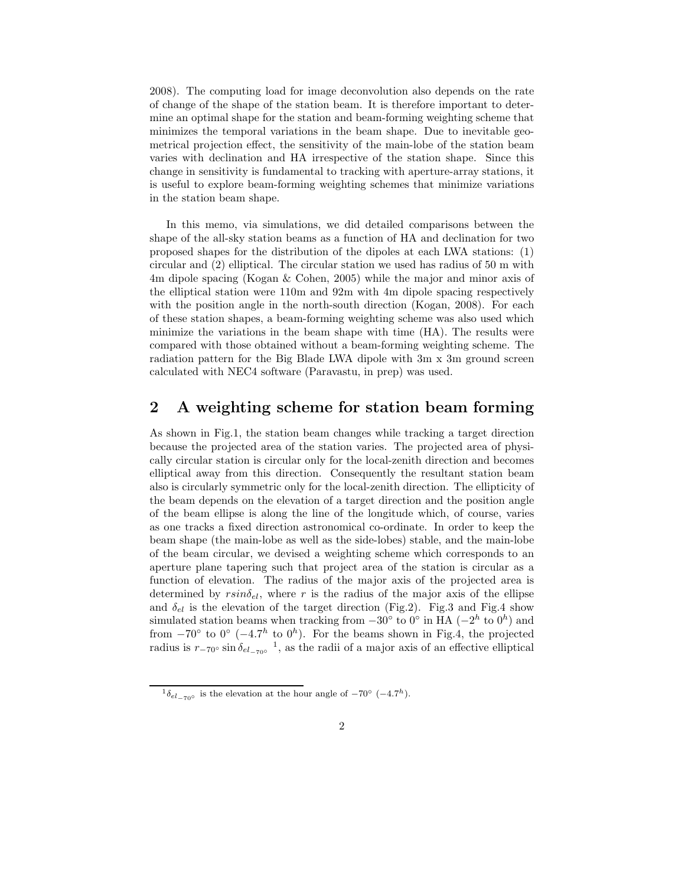2008). The computing load for image deconvolution also depends on the rate of change of the shape of the station beam. It is therefore important to determine an optimal shape for the station and beam-forming weighting scheme that minimizes the temporal variations in the beam shape. Due to inevitable geometrical projection effect, the sensitivity of the main-lobe of the station beam varies with declination and HA irrespective of the station shape. Since this change in sensitivity is fundamental to tracking with aperture-array stations, it is useful to explore beam-forming weighting schemes that minimize variations in the station beam shape.

In this memo, via simulations, we did detailed comparisons between the shape of the all-sky station beams as a function of HA and declination for two proposed shapes for the distribution of the dipoles at each LWA stations: (1) circular and (2) elliptical. The circular station we used has radius of 50 m with 4m dipole spacing (Kogan & Cohen, 2005) while the major and minor axis of the elliptical station were 110m and 92m with 4m dipole spacing respectively with the position angle in the north-south direction (Kogan, 2008). For each of these station shapes, a beam-forming weighting scheme was also used which minimize the variations in the beam shape with time (HA). The results were compared with those obtained without a beam-forming weighting scheme. The radiation pattern for the Big Blade LWA dipole with 3m x 3m ground screen calculated with NEC4 software (Paravastu, in prep) was used.

## 2 A weighting scheme for station beam forming

As shown in Fig.1, the station beam changes while tracking a target direction because the projected area of the station varies. The projected area of physically circular station is circular only for the local-zenith direction and becomes elliptical away from this direction. Consequently the resultant station beam also is circularly symmetric only for the local-zenith direction. The ellipticity of the beam depends on the elevation of a target direction and the position angle of the beam ellipse is along the line of the longitude which, of course, varies as one tracks a fixed direction astronomical co-ordinate. In order to keep the beam shape (the main-lobe as well as the side-lobes) stable, and the main-lobe of the beam circular, we devised a weighting scheme which corresponds to an aperture plane tapering such that project area of the station is circular as a function of elevation. The radius of the major axis of the projected area is determined by $r sin\delta_{el}$, where $r$ is the radius of the major axis of the ellipse and $\delta_{el}$ is the elevation of the target direction (Fig.2). Fig.3 and Fig.4 show simulated station beams when tracking from $-30^\circ$ to $0^\circ$ in HA ($-2^h$ to $0^h$) and from $-70^\circ$ to $0^\circ$ ($-4.7^h$ to $0^h$). For the beams shown in Fig.4, the projected radius is $r_{-70^\circ} \sin\delta_{el_{-70^\circ}}$ [1], as the radii of a major axis of an effective elliptical

[1] $\delta_{el_{-70^\circ}}$ is the elevation at the hour angle of $-70^\circ$ ($-4.7^h$).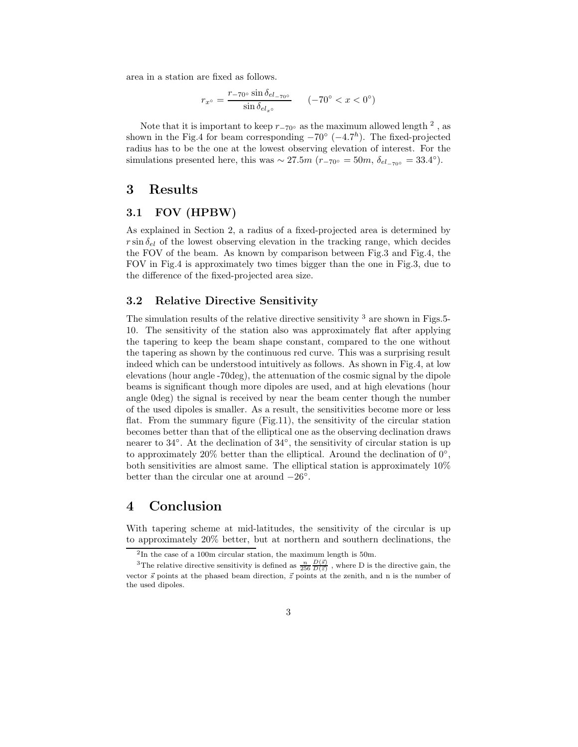area in a station are fixed as follows.

$$r_{x^\circ} = \frac{r_{-70^\circ} \sin \delta_{el_{-70^\circ}}}{\sin \delta_{el_{x^\circ}}} \qquad (-70^\circ < x < 0^\circ)$$

Note that it is important to keep $r_{-70^\circ}$ as the maximum allowed length [2] , as shown in the Fig.4 for beam corresponding $-70^\circ$ ($-4.7^h$). The fixed-projected radius has to be the one at the lowest observing elevation of interest. For the simulations presented here, this was $\sim 27.5m$ ($r_{-70^\circ} = 50m$, $\delta_{el_{-70^\circ}} = 33.4^\circ$).

# 3 Results

## 3.1 FOV (HPBW)

As explained in Section 2, a radius of a fixed-projected area is determined by $r \sin \delta_{el}$ of the lowest observing elevation in the tracking range, which decides the FOV of the beam. As known by comparison between Fig.3 and Fig.4, the FOV in Fig.4 is approximately two times bigger than the one in Fig.3, due to the difference of the fixed-projected area size.

## 3.2 Relative Directive Sensitivity

The simulation results of the relative directive sensitivity [3] are shown in Figs.5-10. The sensitivity of the station also was approximately flat after applying the tapering to keep the beam shape constant, compared to the one without the tapering as shown by the continuous red curve. This was a surprising result indeed which can be understood intuitively as follows. As shown in Fig.4, at low elevations (hour angle -70deg), the attenuation of the cosmic signal by the dipole beams is significant though more dipoles are used, and at high elevations (hour angle 0deg) the signal is received by near the beam center though the number of the used dipoles is smaller. As a result, the sensitivities become more or less flat. From the summary figure (Fig.11), the sensitivity of the circular station becomes better than that of the elliptical one as the observing declination draws nearer to $34^\circ$. At the declination of $34^\circ$, the sensitivity of circular station is up to approximately 20% better than the elliptical. Around the declination of $0^\circ$, both sensitivities are almost same. The elliptical station is approximately 10% better than the circular one at around $-26^\circ$.

# 4 Conclusion

With tapering scheme at mid-latitudes, the sensitivity of the circular is up to approximately 20% better, but at northern and southern declinations, the

[2] In the case of a 100m circular station, the maximum length is 50m.

[3] The relative directive sensitivity is defined as $\frac{n}{256} \frac{D(\vec{s})}{D(\vec{z})}$ , where D is the directive gain, the vector $\vec{s}$ points at the phased beam direction, $\vec{z}$ points at the zenith, and n is the number of the used dipoles.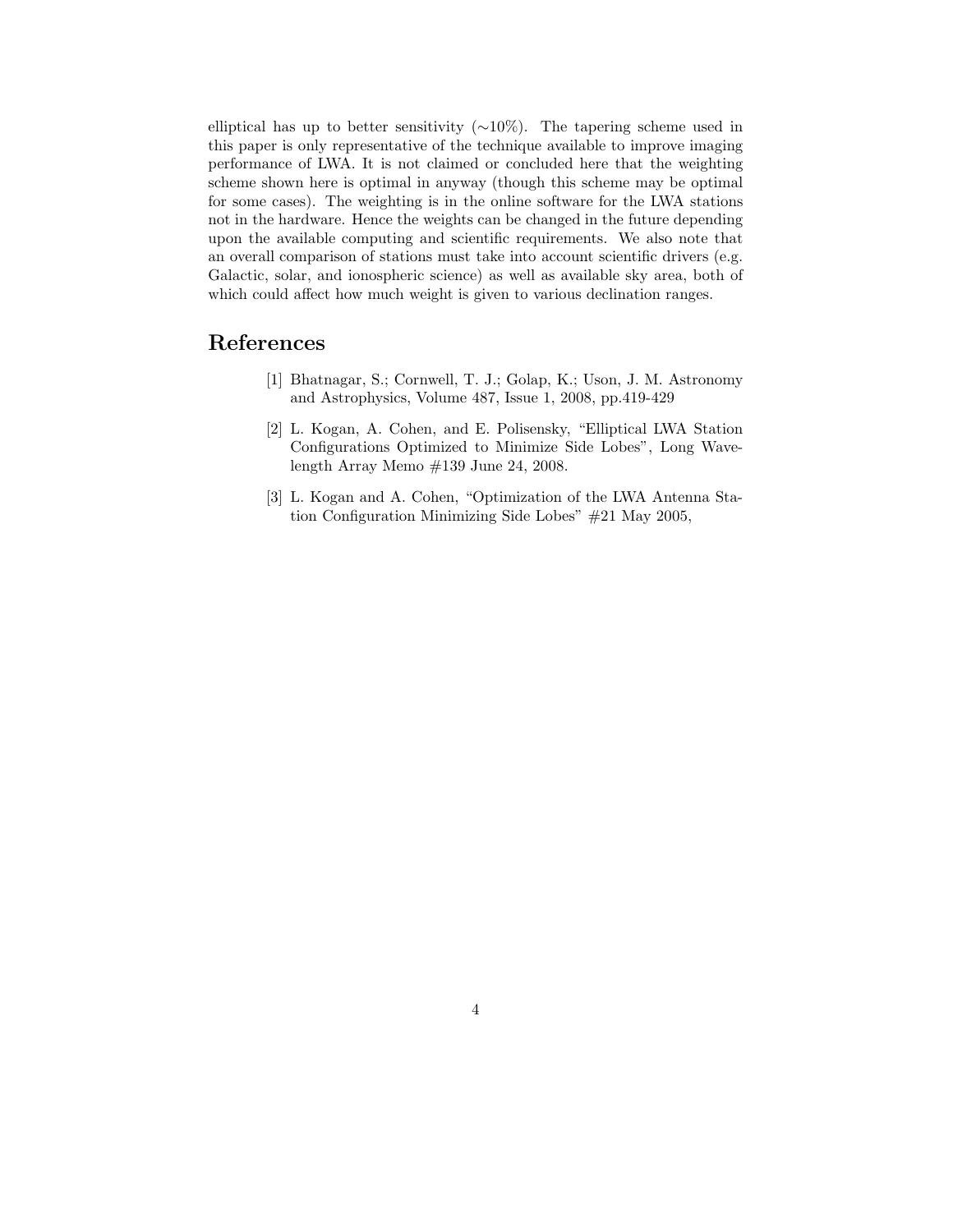elliptical has up to better sensitivity ($\sim$10%). The tapering scheme used in this paper is only representative of the technique available to improve imaging performance of LWA. It is not claimed or concluded here that the weighting scheme shown here is optimal in anyway (though this scheme may be optimal for some cases). The weighting is in the online software for the LWA stations not in the hardware. Hence the weights can be changed in the future depending upon the available computing and scientific requirements. We also note that an overall comparison of stations must take into account scientific drivers (e.g. Galactic, solar, and ionospheric science) as well as available sky area, both of which could affect how much weight is given to various declination ranges.

## References

[1] Bhatnagar, S.; Cornwell, T. J.; Golap, K.; Uson, J. M. Astronomy and Astrophysics, Volume 487, Issue 1, 2008, pp.419-429

[2] L. Kogan, A. Cohen, and E. Polisensky, "Elliptical LWA Station Configurations Optimized to Minimize Side Lobes", Long Wavelength Array Memo #139 June 24, 2008.

[3] L. Kogan and A. Cohen, "Optimization of the LWA Antenna Station Configuration Minimizing Side Lobes" #21 May 2005,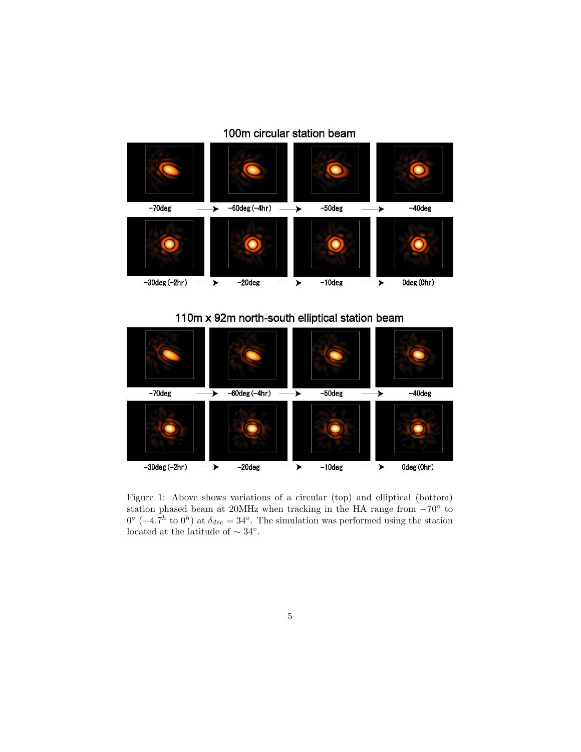Figure 1: Above shows variations of a circular (top) and elliptical (bottom) station phased beam at 20MHz when tracking in the HA range from $-70^{\circ}$ to $0^{\circ}$ ($-4.7^{h}$ to $0^{h}$) at $\delta_{dec} = 34^{\circ}$. The simulation was performed using the station located at the latitude of $\sim 34^{\circ}$.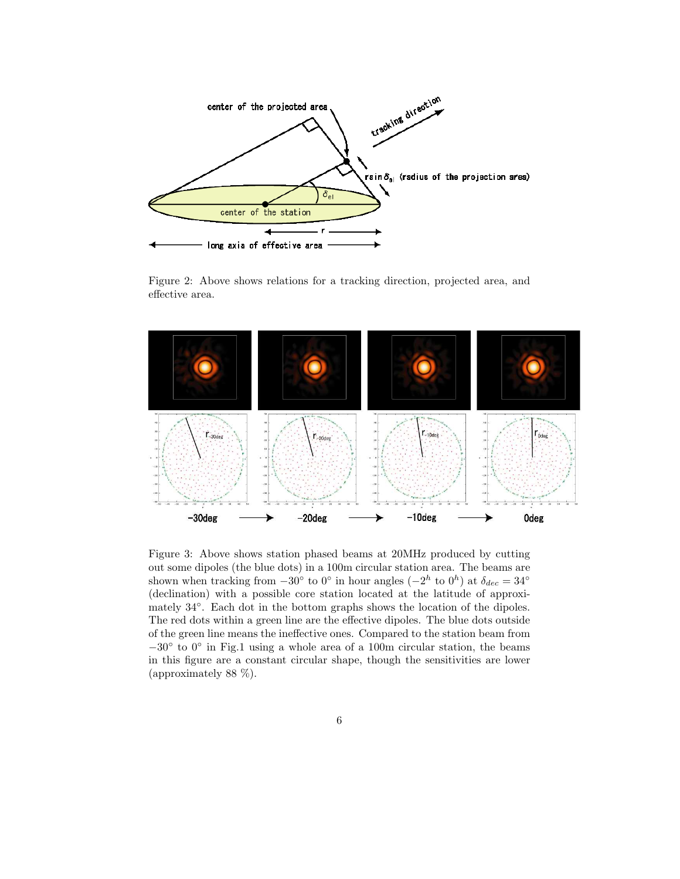Figure 2: Above shows relations for a tracking direction, projected area, and effective area.

Figure 3: Above shows station phased beams at 20MHz produced by cutting out some dipoles (the blue dots) in a 100m circular station area. The beams are shown when tracking from $-30°$ to $0°$ in hour angles ($-2^h$ to $0^h$) at $\delta_{dec} = 34°$ (declination) with a possible core station located at the latitude of approximately $34°$. Each dot in the bottom graphs shows the location of the dipoles. The red dots within a green line are the effective dipoles. The blue dots outside of the green line means the ineffective ones. Compared to the station beam from $-30°$ to $0°$ in Fig.1 using a whole area of a 100m circular station, the beams in this figure are a constant circular shape, though the sensitivities are lower (approximately 88 %).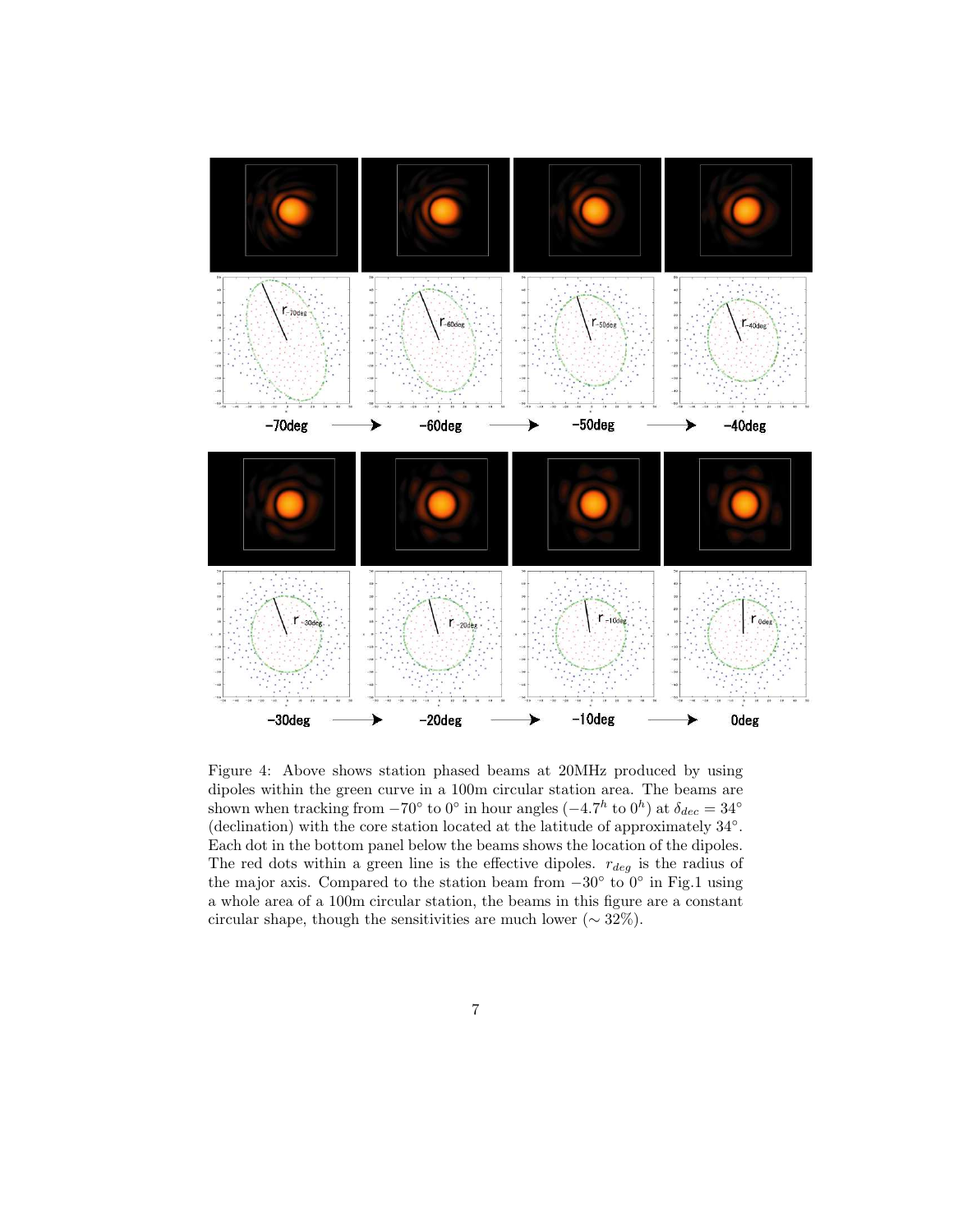Figure 4: Above shows station phased beams at 20MHz produced by using dipoles within the green curve in a 100m circular station area. The beams are shown when tracking from $-70^\circ$ to $0^\circ$ in hour angles ($-4.7^h$ to $0^h$) at $\delta_{dec} = 34^\circ$ (declination) with the core station located at the latitude of approximately $34^\circ$. Each dot in the bottom panel below the beams shows the location of the dipoles. The red dots within a green line is the effective dipoles. $r_{deg}$ is the radius of the major axis. Compared to the station beam from $-30^\circ$ to $0^\circ$ in Fig.1 using a whole area of a 100m circular station, the beams in this figure are a constant circular shape, though the sensitivities are much lower ($\sim 32\%$).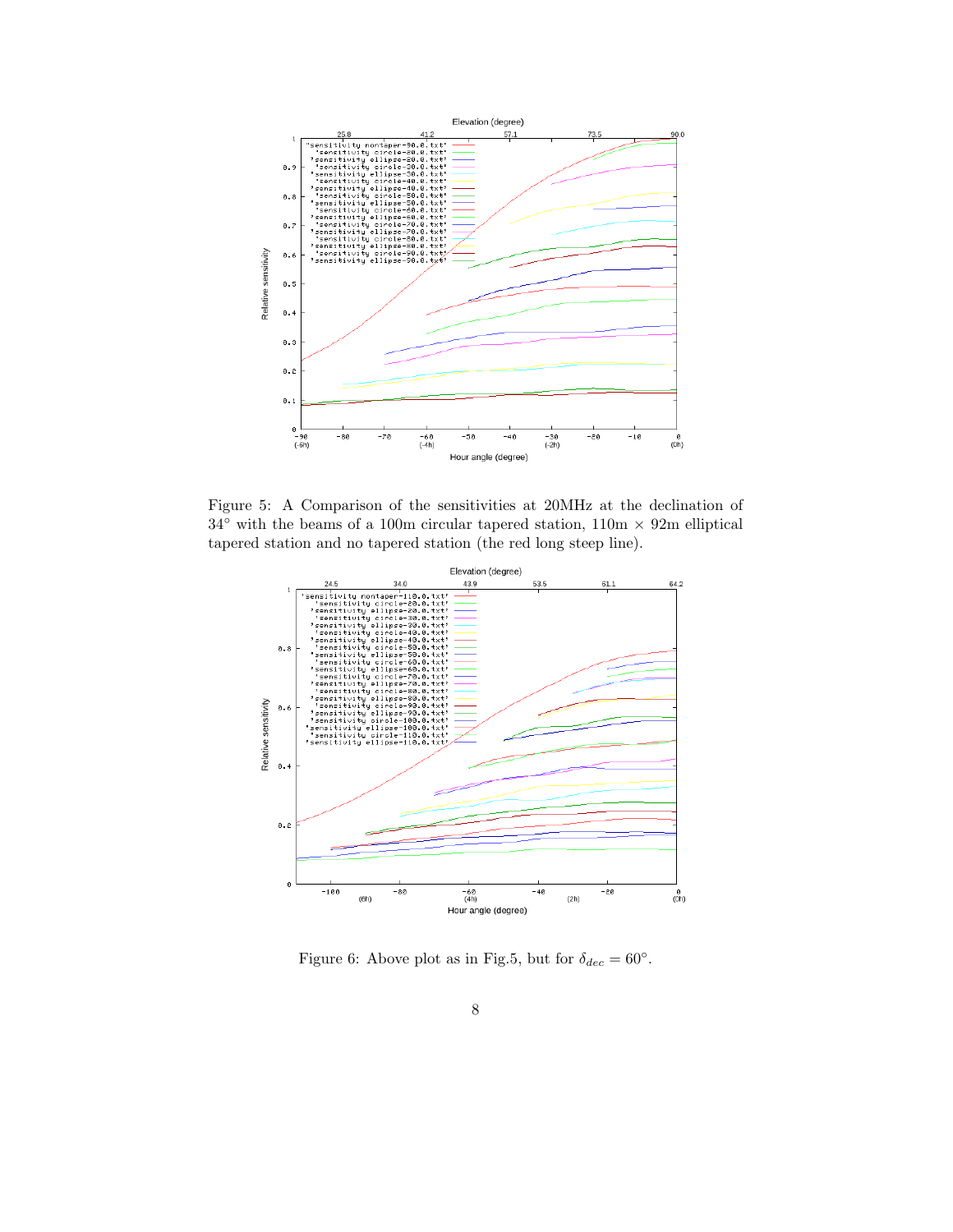Figure 5: A Comparison of the sensitivities at 20MHz at the declination of $34^\circ$ with the beams of a 100m circular tapered station, 110m $\times$ 92m elliptical tapered station and no tapered station (the red long steep line).

Figure 6: Above plot as in Fig.5, but for $\delta_{dec} = 60^\circ$.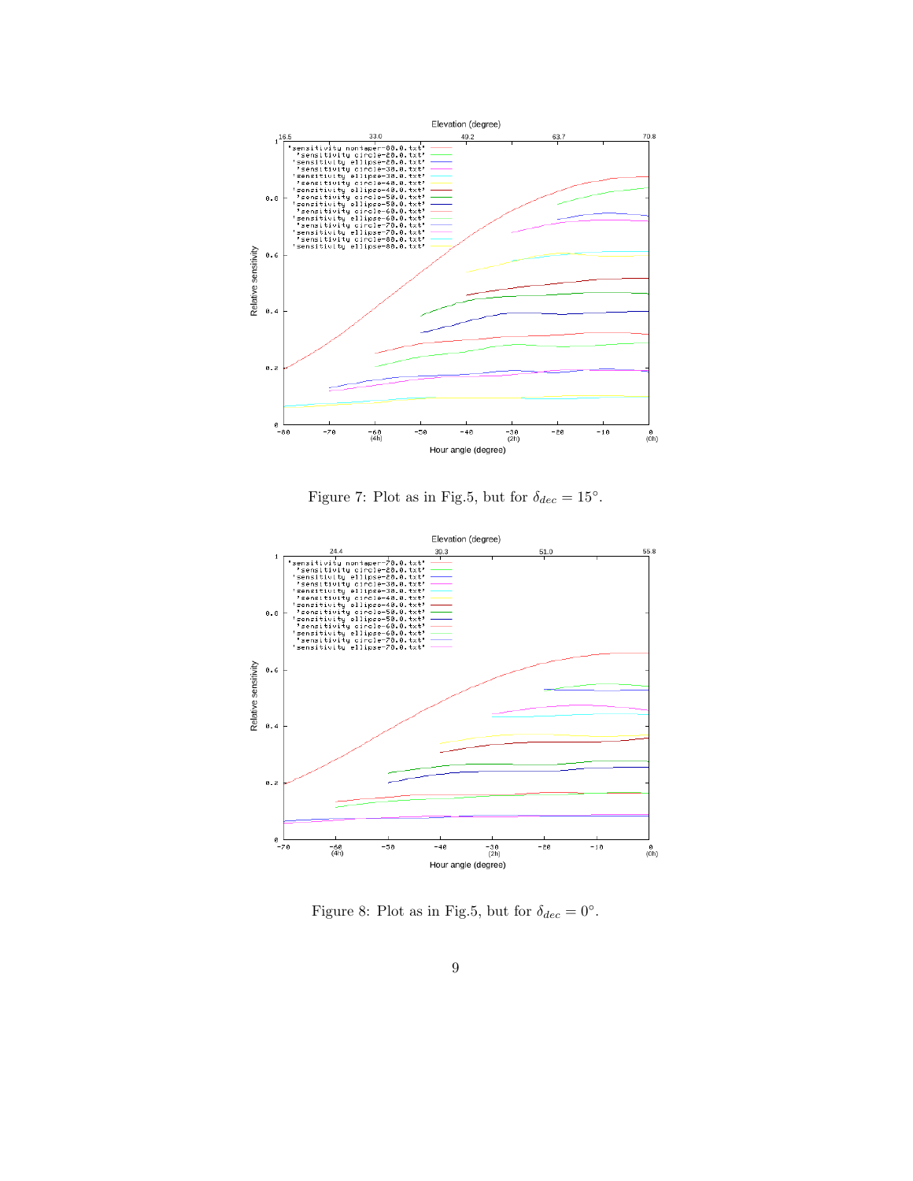Figure 7: Plot as in Fig.5, but for $\delta_{dec} = 15°$.

Figure 8: Plot as in Fig.5, but for $\delta_{dec} = 0°$.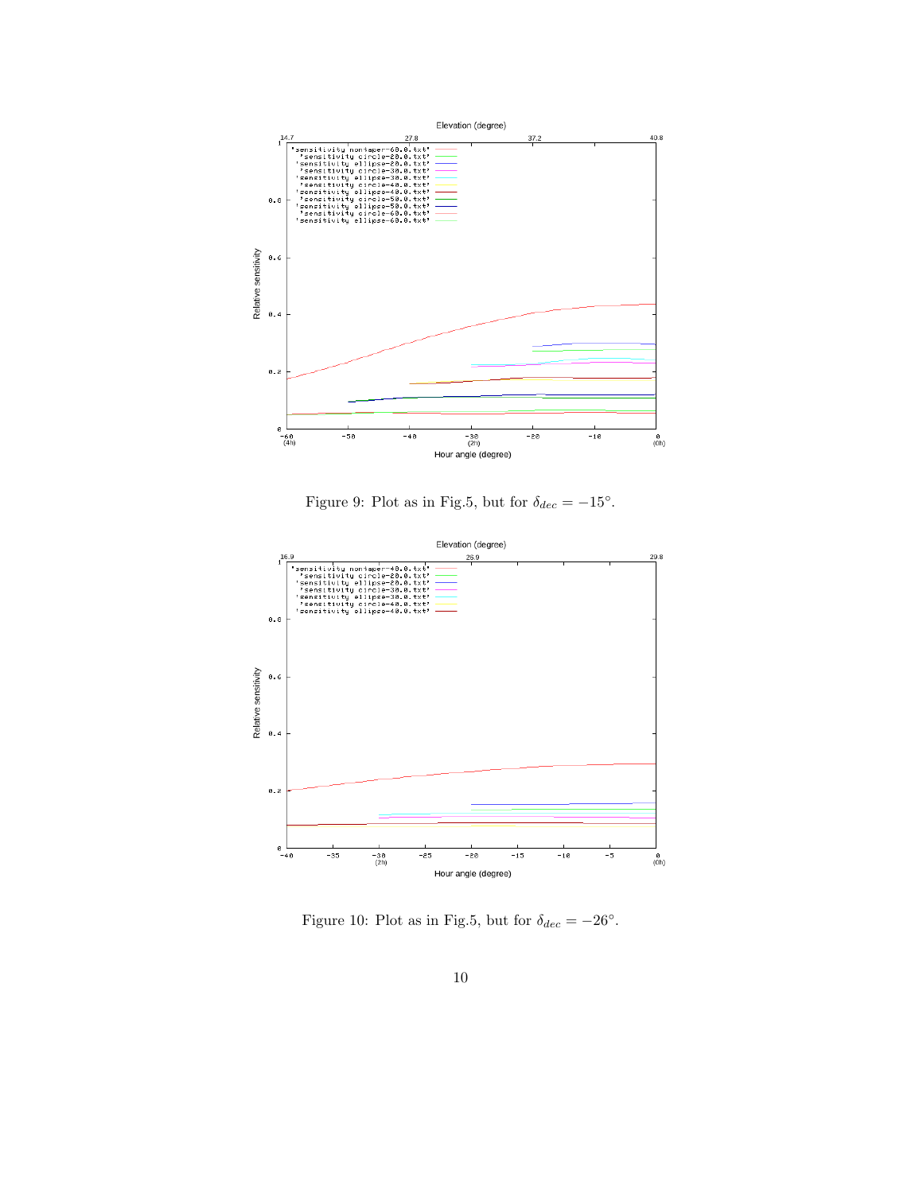Figure 9: Plot as in Fig.5, but for $\delta_{dec} = -15°$.

Figure 10: Plot as in Fig.5, but for $\delta_{dec} = -26°$.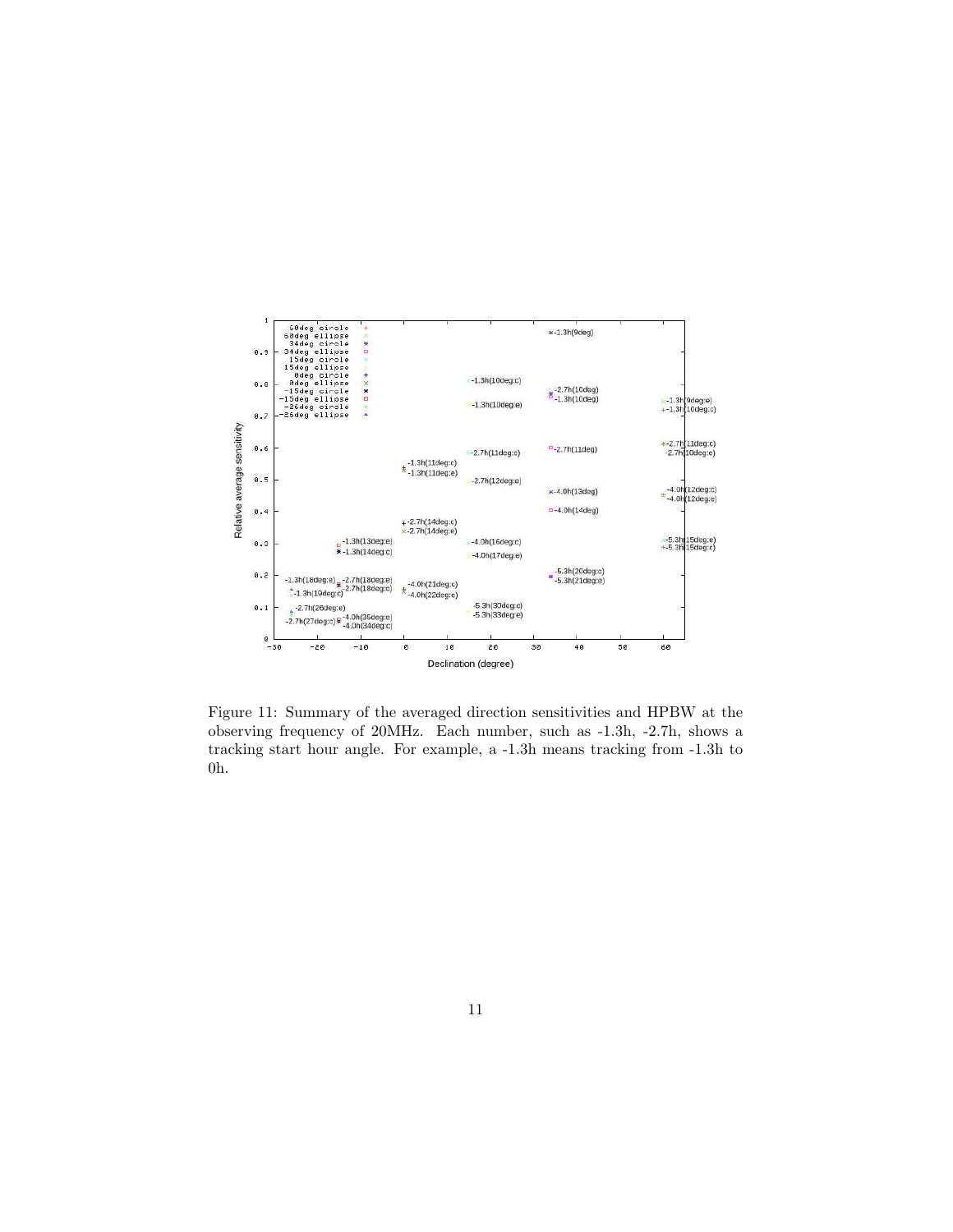Relative average sensitivity

Declination (degree)

60deg circle
60deg ellipse
34deg circle
34deg ellipse
15deg circle
15deg ellipse
0deg circle
0deg ellipse
-15deg circle
-15deg ellipse
-26deg circle
-26deg ellipse

-1.3h(9deg)
-1.3h(10deg:c)
-1.3h(10deg:e)
-2.7h(10deg)
-1.3h(10deg)
-1.3h(9deg:e)
-1.3h(10deg:c)
-2.7h(11deg:c)
-2.7h(10deg:e)
-2.7h(11deg:c)
-2.7h(11deg)
-1.3h(11deg:c)
-1.3h(11deg:e)
-2.7h(12deg:e)
-4.0h(13deg)
-4.0h(12deg:c)
-4.0h(12deg:e)
-4.0h(14deg)
-2.7h(14deg:c)
-2.7h(14deg:e)
-1.3h(13deg:e)
-1.3h(14deg:c)
-4.0h(16deg:c)
-4.0h(17deg:e)
-5.3h(15deg:e)
-5.3h(15deg:c)
-5.3h(20deg:c)
-5.3h(21deg:e)
-1.3h(18deg:e)
-1.3h(19deg:c)
-2.7h(18deg:e)
-2.7h(18deg:c)
-4.0h(21deg:c)
-4.0h(22deg:e)
-2.7h(26deg:e)
-2.7h(27deg:c)
-4.0h(35deg:e)
-4.0h(34deg:c)
-5.3h(30deg:c)
-5.3h(33deg:e)

Figure 11: Summary of the averaged direction sensitivities and HPBW at the observing frequency of 20MHz. Each number, such as -1.3h, -2.7h, shows a tracking start hour angle. For example, a -1.3h means tracking from -1.3h to 0h.